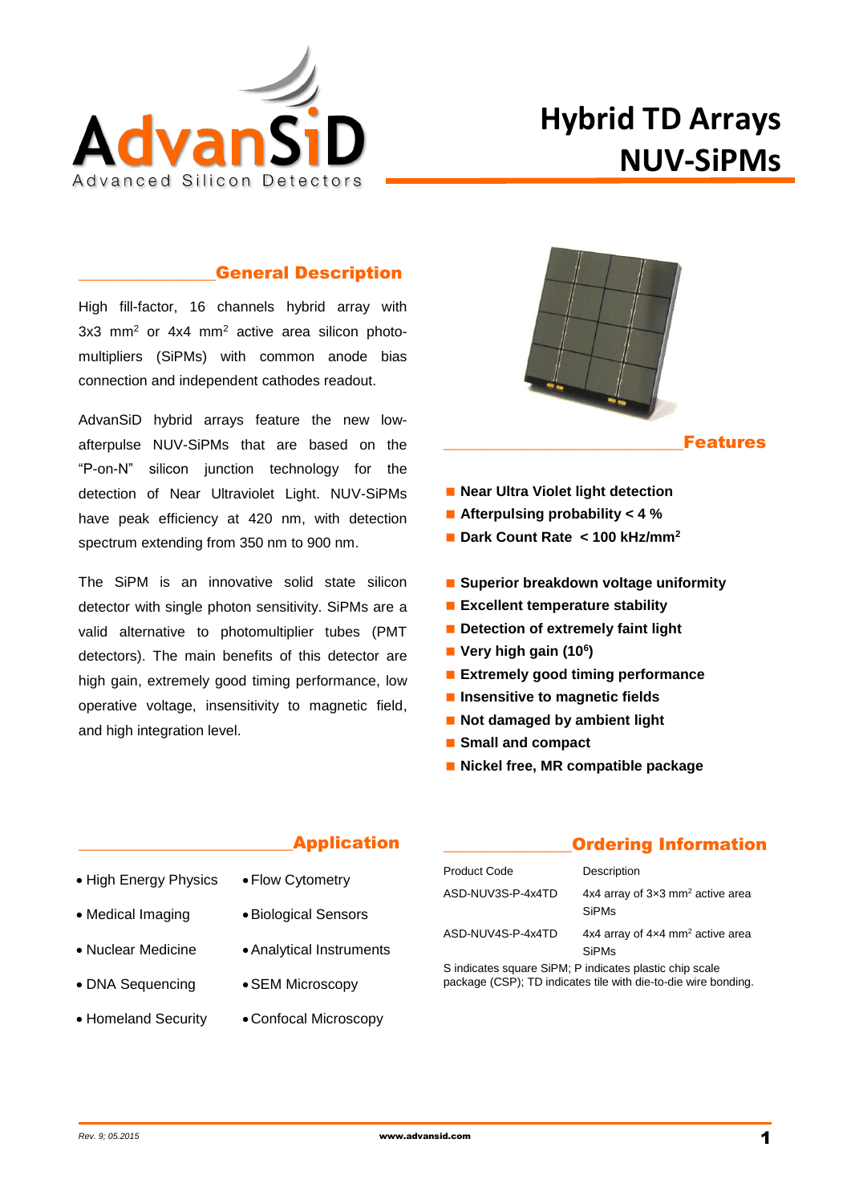AdvanSiD

Advanced Silicon Detectors

# Hybrid TD Arrays NUV-SiPMs

## General Description

High fill-factor, 16 channels hybrid array with 3x3 $mm^2$ or 4x4 $mm^2$ active area silicon photo-multipliers (SiPMs) with common anode bias connection and independent cathodes readout.

AdvanSiD hybrid arrays feature the new low-afterpulse NUV-SiPMs that are based on the "P-on-N" silicon junction technology for the detection of Near Ultraviolet Light. NUV-SiPMs have peak efficiency at 420 nm, with detection spectrum extending from 350 nm to 900 nm.

The SiPM is an innovative solid state silicon detector with single photon sensitivity. SiPMs are a valid alternative to photomultiplier tubes (PMT detectors). The main benefits of this detector are high gain, extremely good timing performance, low operative voltage, insensitivity to magnetic field, and high integration level.

## Features

- **Near Ultra Violet light detection**
- **Afterpulsing probability < 4 %**
- **Dark Count Rate < 100 kHz/$mm^2$**

- **Superior breakdown voltage uniformity**
- **Excellent temperature stability**
- **Detection of extremely faint light**
- **Very high gain ($10^6$)**
- **Extremely good timing performance**
- **Insensitive to magnetic fields**
- **Not damaged by ambient light**
- **Small and compact**
- **Nickel free, MR compatible package**

## Application

- High Energy Physics
- Medical Imaging
- Nuclear Medicine
- DNA Sequencing
- Homeland Security
- Flow Cytometry
- Biological Sensors
- Analytical Instruments
- SEM Microscopy
- Confocal Microscopy

## Ordering Information

| Product Code | Description |
|---|---|
| ASD-NUV3S-P-4x4TD | 4x4 array of 3×3 $mm^2$ active area SiPMs |
| ASD-NUV4S-P-4x4TD | 4x4 array of 4×4 $mm^2$ active area SiPMs |

S indicates square SiPM; P indicates plastic chip scale package (CSP); TD indicates tile with die-to-die wire bonding.

*Rev. 9; 05.2015*

www.advansid.com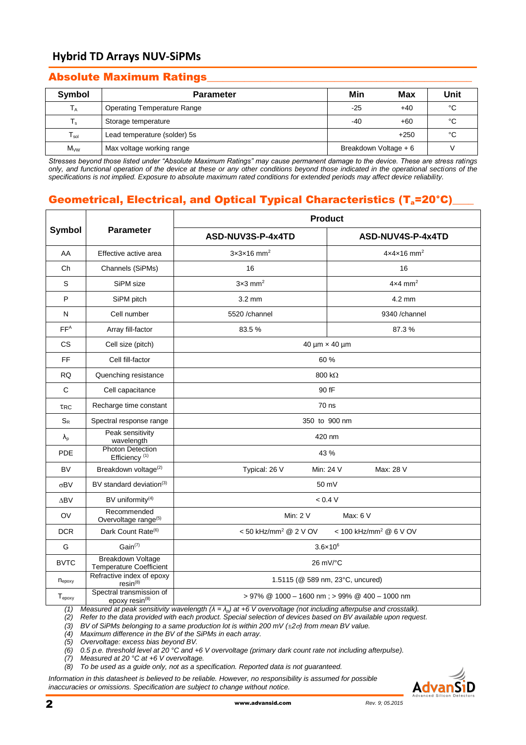## Absolute Maximum Ratings

| Symbol | Parameter | Min | Max | Unit |
|---|---|---|---|---|
| $T_A$ | Operating Temperature Range | -25 | +40 | °C |
| $T_s$ | Storage temperature | -40 | +60 | °C |
| $T_{sol}$ | Lead temperature (solder) 5s | | +250 | °C |
| $M_{VW}$ | Max voltage working range | Breakdown Voltage + 6 | | V |

*Stresses beyond those listed under "Absolute Maximum Ratings" may cause permanent damage to the device. These are stress ratings only, and functional operation of the device at these or any other conditions beyond those indicated in the operational sections of the specifications is not implied. Exposure to absolute maximum rated conditions for extended periods may affect device reliability.*

## Geometrical, Electrical, and Optical Typical Characteristics ($T_a$=20°C)

| Symbol | Parameter | Product | |
|---|---|---|---|
| | | ASD-NUV3S-P-4x4TD | ASD-NUV4S-P-4x4TD |
| AA | Effective active area | 3×3×16 mm² | 4×4×16 mm² |
| Ch | Channels (SiPMs) | 16 | 16 |
| S | SiPM size | 3×3 mm² | 4×4 mm² |
| P | SiPM pitch | 3.2 mm | 4.2 mm |
| N | Cell number | 5520 /channel | 9340 /channel |
| $FF^A$ | Array fill-factor | 83.5 % | 87.3 % |
| CS | Cell size (pitch) | 40 µm × 40 µm | |
| FF | Cell fill-factor | 60 % | |
| RQ | Quenching resistance | 800 kΩ | |
| C | Cell capacitance | 90 fF | |
| $\tau_{RC}$ | Recharge time constant | 70 ns | |
| $S_R$ | Spectral response range | 350 to 900 nm | |
| $\lambda_p$ | Peak sensitivity wavelength | 420 nm | |
| PDE | Photon Detection Efficiency [1] | 43 % | |
| BV | Breakdown voltage[2] | Typical: 26 V Min: 24 V Max: 28 V | |
| σBV | BV standard deviation[3] | 50 mV | |
| ΔBV | BV uniformity[4] | < 0.4 V | |
| OV | Recommended Overvoltage range[5] | Min: 2 V Max: 6 V | |
| DCR | Dark Count Rate[6] | < 50 kHz/mm² @ 2 V OV < 100 kHz/mm² @ 6 V OV | |
| G | Gain[7] | $3.6\times10^6$ | |
| BVTC | Breakdown Voltage Temperature Coefficient | 26 mV/°C | |
| $n_{epoxy}$ | Refractive index of epoxy resin[8] | 1.5115 (@ 589 nm, 23°C, uncured) | |
| $T_{epoxy}$ | Spectral transmission of epoxy resin[8] | > 97% @ 1000 – 1600 nm ; > 99% @ 400 – 1000 nm | |

*(1) Measured at peak sensitivity wavelength ($\lambda = \lambda_p$) at +6 V overvoltage (not including afterpulse and crosstalk).*
*(2) Refer to the data provided with each product. Special selection of devices based on BV available upon request.*
*(3) BV of SiPMs belonging to a same production lot is within 200 mV (±2σ) from mean BV value.*
*(4) Maximum difference in the BV of the SiPMs in each array.*
*(5) Overvoltage: excess bias beyond BV.*
*(6) 0.5 p.e. threshold level at 20 °C and +6 V overvoltage (primary dark count rate not including afterpulse).*
*(7) Measured at 20 °C at +6 V overvoltage.*
*(8) To be used as a guide only, not as a specification. Reported data is not guaranteed.*

*Information in this datasheet is believed to be reliable. However, no responsibility is assumed for possible inaccuracies or omissions. Specification are subject to change without notice.*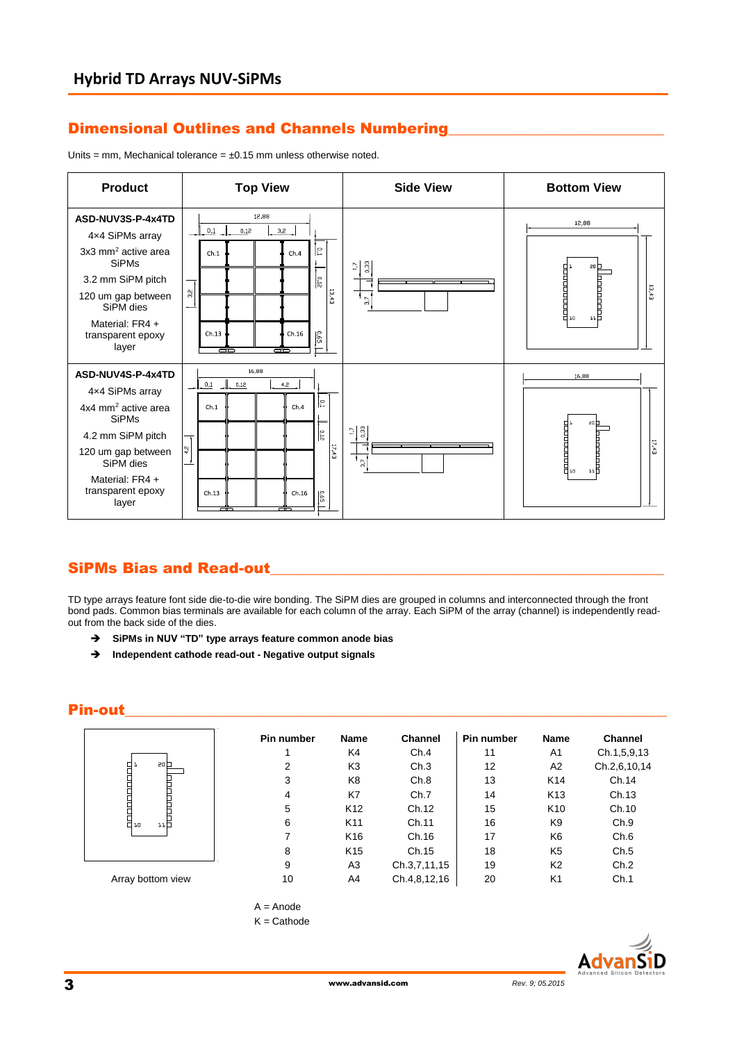## Dimensional Outlines and Channels Numbering

Units = mm, Mechanical tolerance = ±0.15 mm unless otherwise noted.

| Product | Top View | Side View | Bottom View |
|---|---|---|---|
| **ASD-NUV3S-P-4x4TD**<br>4×4 SiPMs array<br>3x3 mm$^2$ active area SiPMs<br>3.2 mm SiPM pitch<br>120 um gap between SiPM dies<br>Material: FR4 + transparent epoxy layer | | | |
| **ASD-NUV4S-P-4x4TD**<br>4×4 SiPMs array<br>4x4 mm$^2$ active area SiPMs<br>4.2 mm SiPM pitch<br>120 um gap between SiPM dies<br>Material: FR4 + transparent epoxy layer | | | |

## SiPMs Bias and Read-out

TD type arrays feature font side die-to-die wire bonding. The SiPM dies are grouped in columns and interconnected through the front bond pads. Common bias terminals are available for each column of the array. Each SiPM of the array (channel) is independently read-out from the back side of the dies.

- **SiPMs in NUV "TD" type arrays feature common anode bias**
- **Independent cathode read-out - Negative output signals**

## Pin-out

Array bottom view

| Pin number | Name | Channel | Pin number | Name | Channel |
|---|---|---|---|---|---|
| 1 | K4 | Ch.4 | 11 | A1 | Ch.1,5,9,13 |
| 2 | K3 | Ch.3 | 12 | A2 | Ch.2,6,10,14 |
| 3 | K8 | Ch.8 | 13 | K14 | Ch.14 |
| 4 | K7 | Ch.7 | 14 | K13 | Ch.13 |
| 5 | K12 | Ch.12 | 15 | K10 | Ch.10 |
| 6 | K11 | Ch.11 | 16 | K9 | Ch.9 |
| 7 | K16 | Ch.16 | 17 | K6 | Ch.6 |
| 8 | K15 | Ch.15 | 18 | K5 | Ch.5 |
| 9 | A3 | Ch.3,7,11,15 | 19 | K2 | Ch.2 |
| 10 | A4 | Ch.4,8,12,16 | 20 | K1 | Ch.1 |

A = Anode
K = Cathode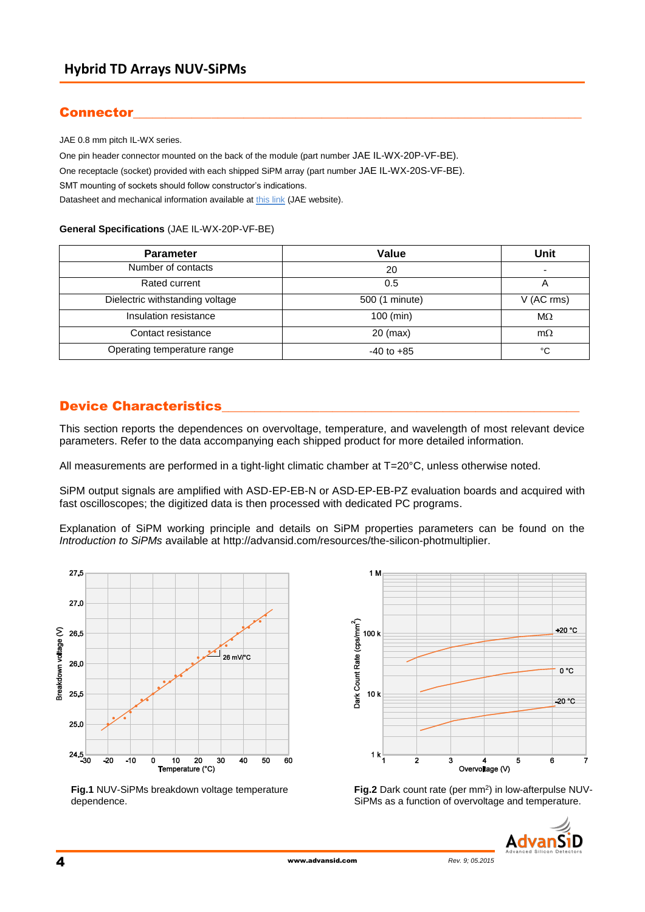## Connector

JAE 0.8 mm pitch IL-WX series.

One pin header connector mounted on the back of the module (part number JAE IL-WX-20P-VF-BE).

One receptacle (socket) provided with each shipped SiPM array (part number JAE IL-WX-20S-VF-BE).

SMT mounting of sockets should follow constructor's indications.

Datasheet and mechanical information available at this link (JAE website).

**General Specifications** (JAE IL-WX-20P-VF-BE)

| Parameter | Value | Unit |
|---|---|---|
| Number of contacts | 20 | - |
| Rated current | 0.5 | A |
| Dielectric withstanding voltage | 500 (1 minute) | V (AC rms) |
| Insulation resistance | 100 (min) | MΩ |
| Contact resistance | 20 (max) | mΩ |
| Operating temperature range | -40 to +85 | °C |

## Device Characteristics

This section reports the dependences on overvoltage, temperature, and wavelength of most relevant device parameters. Refer to the data accompanying each shipped product for more detailed information.

All measurements are performed in a tight-light climatic chamber at T=20°C, unless otherwise noted.

SiPM output signals are amplified with ASD-EP-EB-N or ASD-EP-EB-PZ evaluation boards and acquired with fast oscilloscopes; the digitized data is then processed with dedicated PC programs.

Explanation of SiPM working principle and details on SiPM properties parameters can be found on the *Introduction to SiPMs* available at http://advansid.com/resources/the-silicon-photmultiplier.

**Fig.1** NUV-SiPMs breakdown voltage temperature dependence.

**Fig.2** Dark count rate (per mm$^2$) in low-afterpulse NUV-SiPMs as a function of overvoltage and temperature.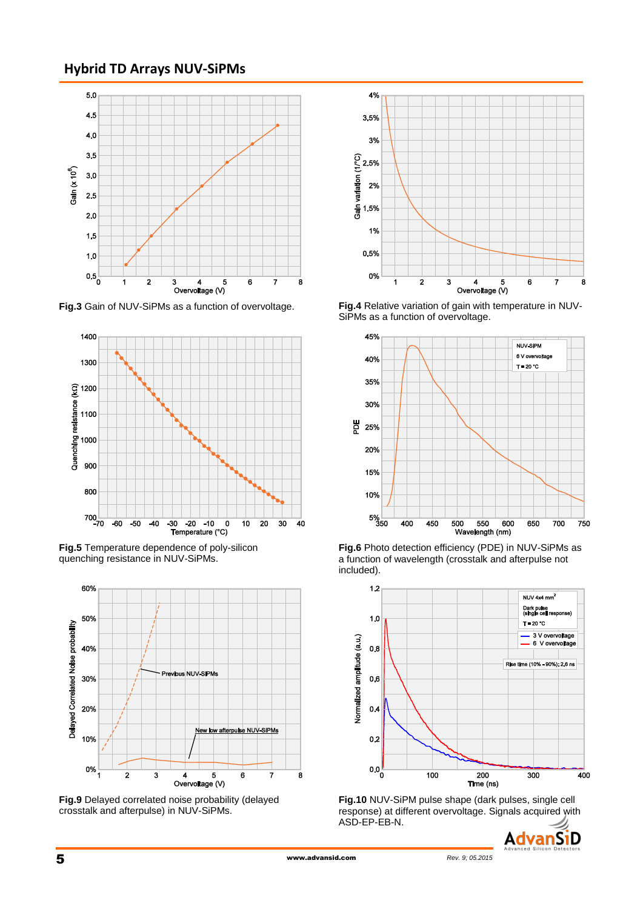## Hybrid TD Arrays NUV-SiPMs

Gain (x 10^6)

5.0
4.5
4.0
3.5
3.0
2.5
2.0
1.5
1.0
0.5

0 1 2 3 4 5 6 7 8

Overvoltage (V)

**Fig.3** Gain of NUV-SiPMs as a function of overvoltage.

Gain variation (1/°C)

4%
3,5%
3%
2,5%
2%
1,5%
1%
0,5%
0%

1 2 3 4 5 6 7 8

Overvoltage (V)

**Fig.4** Relative variation of gain with temperature in NUV-SiPMs as a function of overvoltage.

Quenching resistance (kΩ)

1400
1300
1200
1100
1000
900
800
700

-70 -60 -50 -40 -30 -20 -10 0 10 20 30 40

Temperature (°C)

**Fig.5** Temperature dependence of poly-silicon quenching resistance in NUV-SiPMs.

PDE

45%
40%
35%
30%
25%
20%
15%
10%
5%

350 400 450 500 550 600 650 700 750

Wavelength (nm)

NUV-SiPM
6 V overvoltage
T = 20 °C

**Fig.6** Photo detection efficiency (PDE) in NUV-SiPMs as a function of wavelength (crosstalk and afterpulse not included).

Delayed Correlated Noise probability

60%
50%
40%
30%
20%
10%
0%

1 2 3 4 5 6 7 8

Overvoltage (V)

Previous NUV-SiPMs

New low afterpulse NUV-SiPMs

**Fig.9** Delayed correlated noise probability (delayed crosstalk and afterpulse) in NUV-SiPMs.

Normalized amplitude (a.u.)

1.2
1.0
0.8
0.6
0.4
0.2
0.0

0 100 200 300 400

Time (ns)

NUV 4x4 mm²
Dark pulse
(single cell response)
T = 20 °C

3 V overvoltage
6 V overvoltage

Rise time (10% – 90%): 2,6 ns

**Fig.10** NUV-SiPM pulse shape (dark pulses, single cell response) at different overvoltage. Signals acquired with ASD-EP-EB-N.

www.advansid.com

Rev. 9; 05.2015